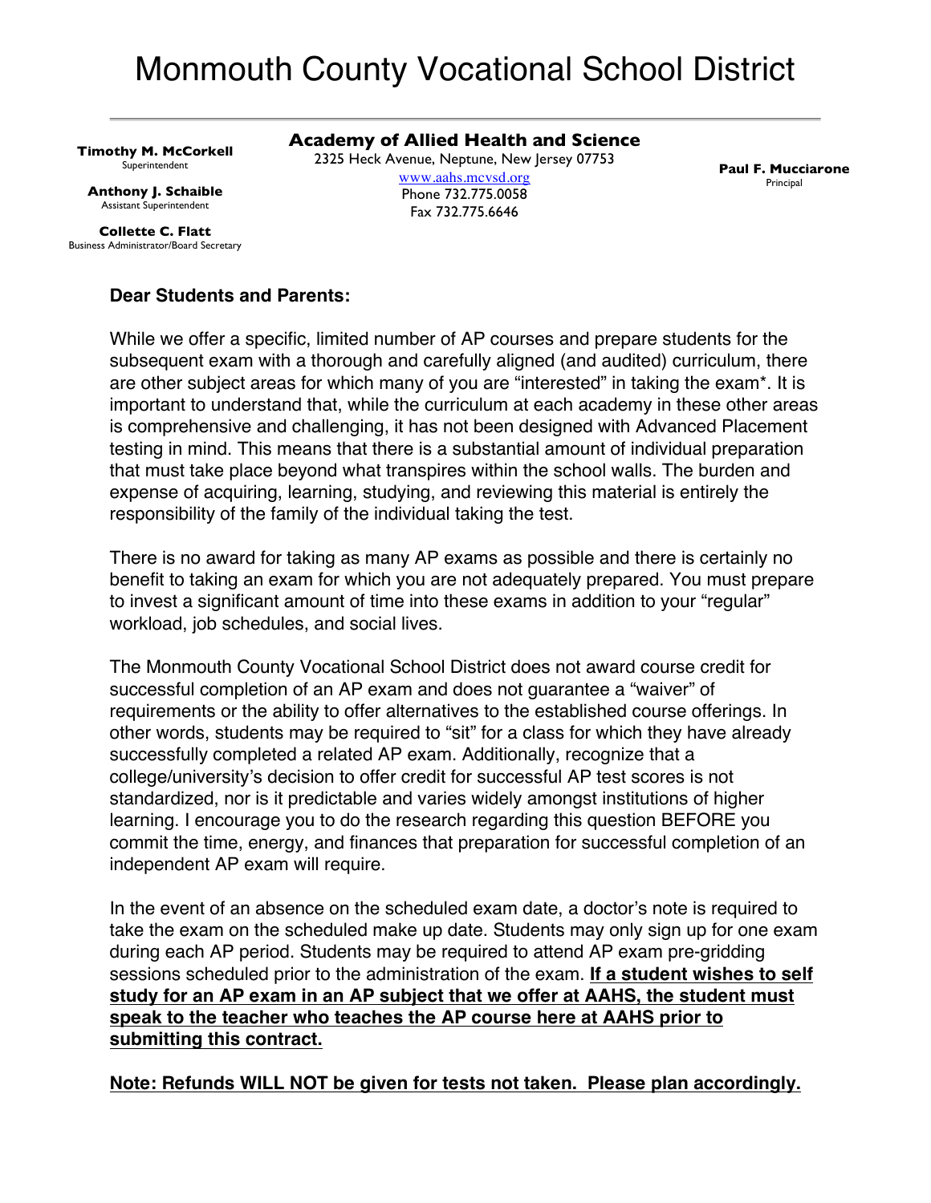# Monmouth County Vocational School District

**Timothy M. McCorkell**
Superintendent

**Anthony J. Schaible**
Assistant Superintendent

**Collette C. Flatt**
Business Administrator/Board Secretary

**Academy of Allied Health and Science**
2325 Heck Avenue, Neptune, New Jersey 07753
www.aahs.mcvsd.org
Phone 732.775.0058
Fax 732.775.6646

**Paul F. Mucciarone**
Principal

**Dear Students and Parents:**

While we offer a specific, limited number of AP courses and prepare students for the subsequent exam with a thorough and carefully aligned (and audited) curriculum, there are other subject areas for which many of you are "interested" in taking the exam*. It is important to understand that, while the curriculum at each academy in these other areas is comprehensive and challenging, it has not been designed with Advanced Placement testing in mind. This means that there is a substantial amount of individual preparation that must take place beyond what transpires within the school walls. The burden and expense of acquiring, learning, studying, and reviewing this material is entirely the responsibility of the family of the individual taking the test.

There is no award for taking as many AP exams as possible and there is certainly no benefit to taking an exam for which you are not adequately prepared. You must prepare to invest a significant amount of time into these exams in addition to your "regular" workload, job schedules, and social lives.

The Monmouth County Vocational School District does not award course credit for successful completion of an AP exam and does not guarantee a "waiver" of requirements or the ability to offer alternatives to the established course offerings. In other words, students may be required to "sit" for a class for which they have already successfully completed a related AP exam. Additionally, recognize that a college/university's decision to offer credit for successful AP test scores is not standardized, nor is it predictable and varies widely amongst institutions of higher learning. I encourage you to do the research regarding this question BEFORE you commit the time, energy, and finances that preparation for successful completion of an independent AP exam will require.

In the event of an absence on the scheduled exam date, a doctor's note is required to take the exam on the scheduled make up date. Students may only sign up for one exam during each AP period. Students may be required to attend AP exam pre-gridding sessions scheduled prior to the administration of the exam. **If a student wishes to self study for an AP exam in an AP subject that we offer at AAHS, the student must speak to the teacher who teaches the AP course here at AAHS prior to submitting this contract.**

**Note: Refunds WILL NOT be given for tests not taken. Please plan accordingly.**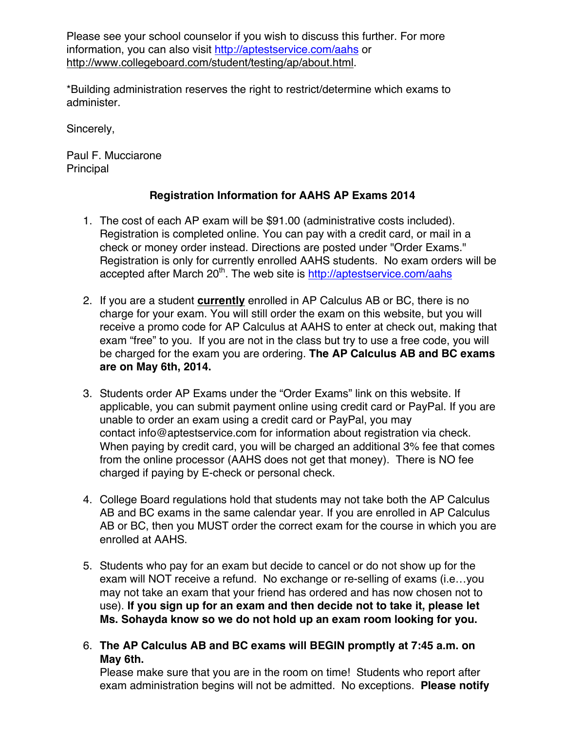Please see your school counselor if you wish to discuss this further. For more information, you can also visit http://aptestservice.com/aahs or http://www.collegeboard.com/student/testing/ap/about.html.

*Building administration reserves the right to restrict/determine which exams to administer.

Sincerely,

Paul F. Mucciarone
Principal

**Registration Information for AAHS AP Exams 2014**

1. The cost of each AP exam will be $91.00 (administrative costs included). Registration is completed online. You can pay with a credit card, or mail in a check or money order instead. Directions are posted under "Order Exams." Registration is only for currently enrolled AAHS students. No exam orders will be accepted after March 20th. The web site is http://aptestservice.com/aahs

2. If you are a student **currently** enrolled in AP Calculus AB or BC, there is no charge for your exam. You will still order the exam on this website, but you will receive a promo code for AP Calculus at AAHS to enter at check out, making that exam "free" to you. If you are not in the class but try to use a free code, you will be charged for the exam you are ordering. **The AP Calculus AB and BC exams are on May 6th, 2014.**

3. Students order AP Exams under the "Order Exams" link on this website. If applicable, you can submit payment online using credit card or PayPal. If you are unable to order an exam using a credit card or PayPal, you may contact info@aptestservice.com for information about registration via check. When paying by credit card, you will be charged an additional 3% fee that comes from the online processor (AAHS does not get that money). There is NO fee charged if paying by E-check or personal check.

4. College Board regulations hold that students may not take both the AP Calculus AB and BC exams in the same calendar year. If you are enrolled in AP Calculus AB or BC, then you MUST order the correct exam for the course in which you are enrolled at AAHS.

5. Students who pay for an exam but decide to cancel or do not show up for the exam will NOT receive a refund. No exchange or re-selling of exams (i.e…you may not take an exam that your friend has ordered and has now chosen not to use). **If you sign up for an exam and then decide not to take it, please let Ms. Sohayda know so we do not hold up an exam room looking for you.**

6. **The AP Calculus AB and BC exams will BEGIN promptly at 7:45 a.m. on May 6th.**
   Please make sure that you are in the room on time! Students who report after exam administration begins will not be admitted. No exceptions. **Please notify**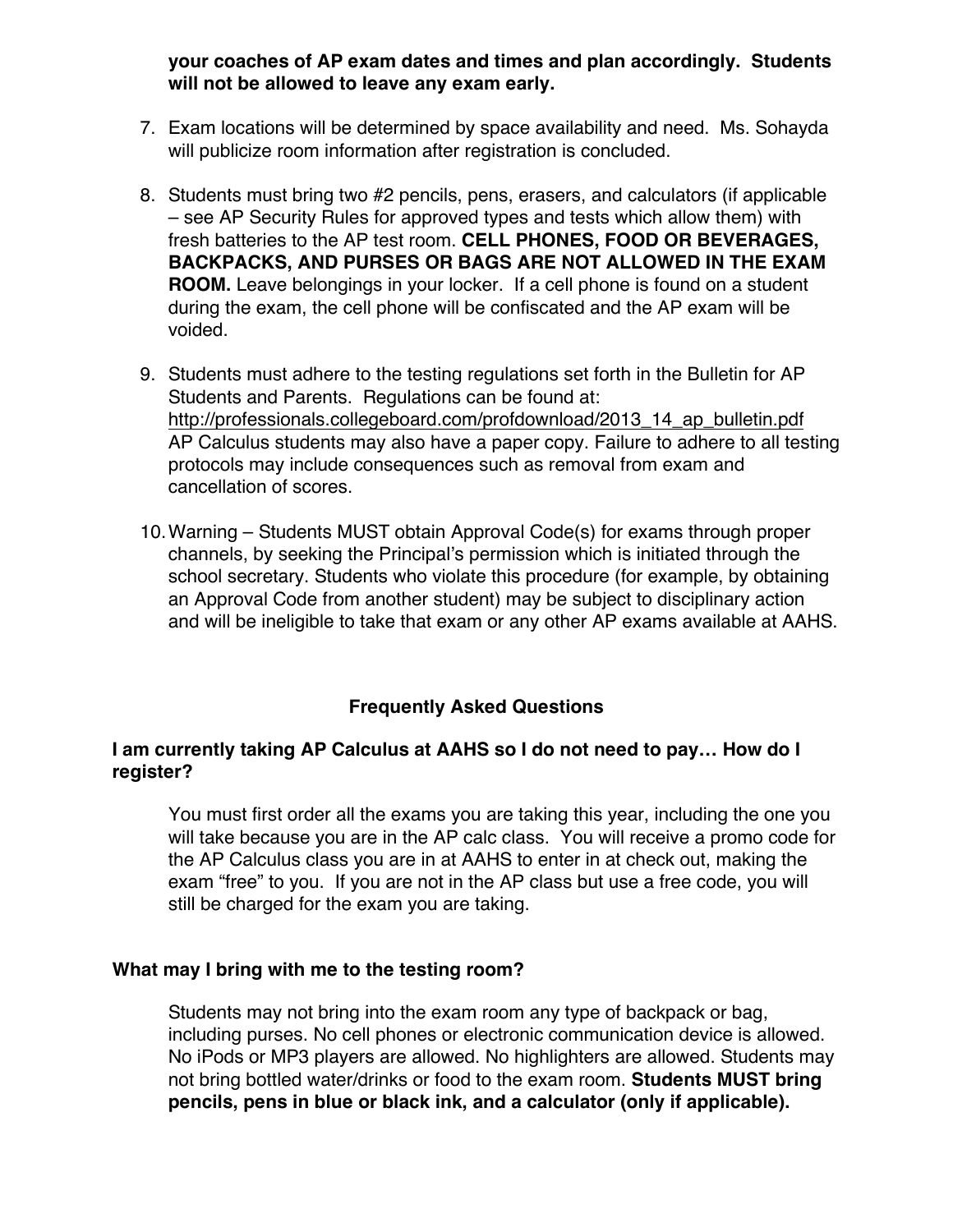**your coaches of AP exam dates and times and plan accordingly. Students will not be allowed to leave any exam early.**

7. Exam locations will be determined by space availability and need. Ms. Sohayda will publicize room information after registration is concluded.

8. Students must bring two #2 pencils, pens, erasers, and calculators (if applicable – see AP Security Rules for approved types and tests which allow them) with fresh batteries to the AP test room. **CELL PHONES, FOOD OR BEVERAGES, BACKPACKS, AND PURSES OR BAGS ARE NOT ALLOWED IN THE EXAM ROOM.** Leave belongings in your locker. If a cell phone is found on a student during the exam, the cell phone will be confiscated and the AP exam will be voided.

9. Students must adhere to the testing regulations set forth in the Bulletin for AP Students and Parents. Regulations can be found at: http://professionals.collegeboard.com/profdownload/2013_14_ap_bulletin.pdf AP Calculus students may also have a paper copy. Failure to adhere to all testing protocols may include consequences such as removal from exam and cancellation of scores.

10. Warning – Students MUST obtain Approval Code(s) for exams through proper channels, by seeking the Principal's permission which is initiated through the school secretary. Students who violate this procedure (for example, by obtaining an Approval Code from another student) may be subject to disciplinary action and will be ineligible to take that exam or any other AP exams available at AAHS.

## Frequently Asked Questions

### I am currently taking AP Calculus at AAHS so I do not need to pay… How do I register?

You must first order all the exams you are taking this year, including the one you will take because you are in the AP calc class. You will receive a promo code for the AP Calculus class you are in at AAHS to enter in at check out, making the exam "free" to you. If you are not in the AP class but use a free code, you will still be charged for the exam you are taking.

### What may I bring with me to the testing room?

Students may not bring into the exam room any type of backpack or bag, including purses. No cell phones or electronic communication device is allowed. No iPods or MP3 players are allowed. No highlighters are allowed. Students may not bring bottled water/drinks or food to the exam room. **Students MUST bring pencils, pens in blue or black ink, and a calculator (only if applicable).**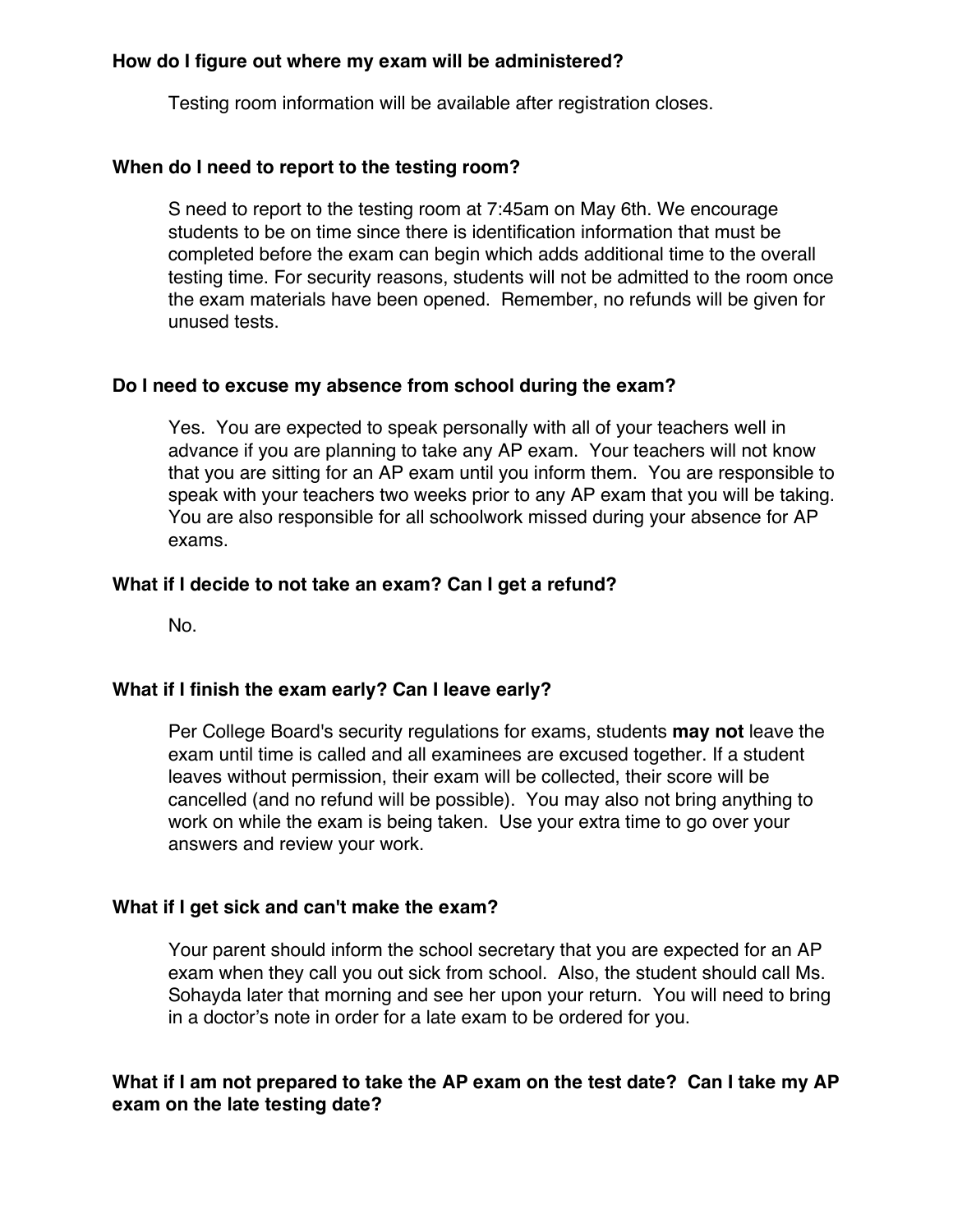**How do I figure out where my exam will be administered?**

Testing room information will be available after registration closes.

**When do I need to report to the testing room?**

S need to report to the testing room at 7:45am on May 6th. We encourage students to be on time since there is identification information that must be completed before the exam can begin which adds additional time to the overall testing time. For security reasons, students will not be admitted to the room once the exam materials have been opened. Remember, no refunds will be given for unused tests.

**Do I need to excuse my absence from school during the exam?**

Yes. You are expected to speak personally with all of your teachers well in advance if you are planning to take any AP exam. Your teachers will not know that you are sitting for an AP exam until you inform them. You are responsible to speak with your teachers two weeks prior to any AP exam that you will be taking. You are also responsible for all schoolwork missed during your absence for AP exams.

**What if I decide to not take an exam? Can I get a refund?**

No.

**What if I finish the exam early? Can I leave early?**

Per College Board's security regulations for exams, students **may not** leave the exam until time is called and all examinees are excused together. If a student leaves without permission, their exam will be collected, their score will be cancelled (and no refund will be possible). You may also not bring anything to work on while the exam is being taken. Use your extra time to go over your answers and review your work.

**What if I get sick and can't make the exam?**

Your parent should inform the school secretary that you are expected for an AP exam when they call you out sick from school. Also, the student should call Ms. Sohayda later that morning and see her upon your return. You will need to bring in a doctor's note in order for a late exam to be ordered for you.

**What if I am not prepared to take the AP exam on the test date? Can I take my AP exam on the late testing date?**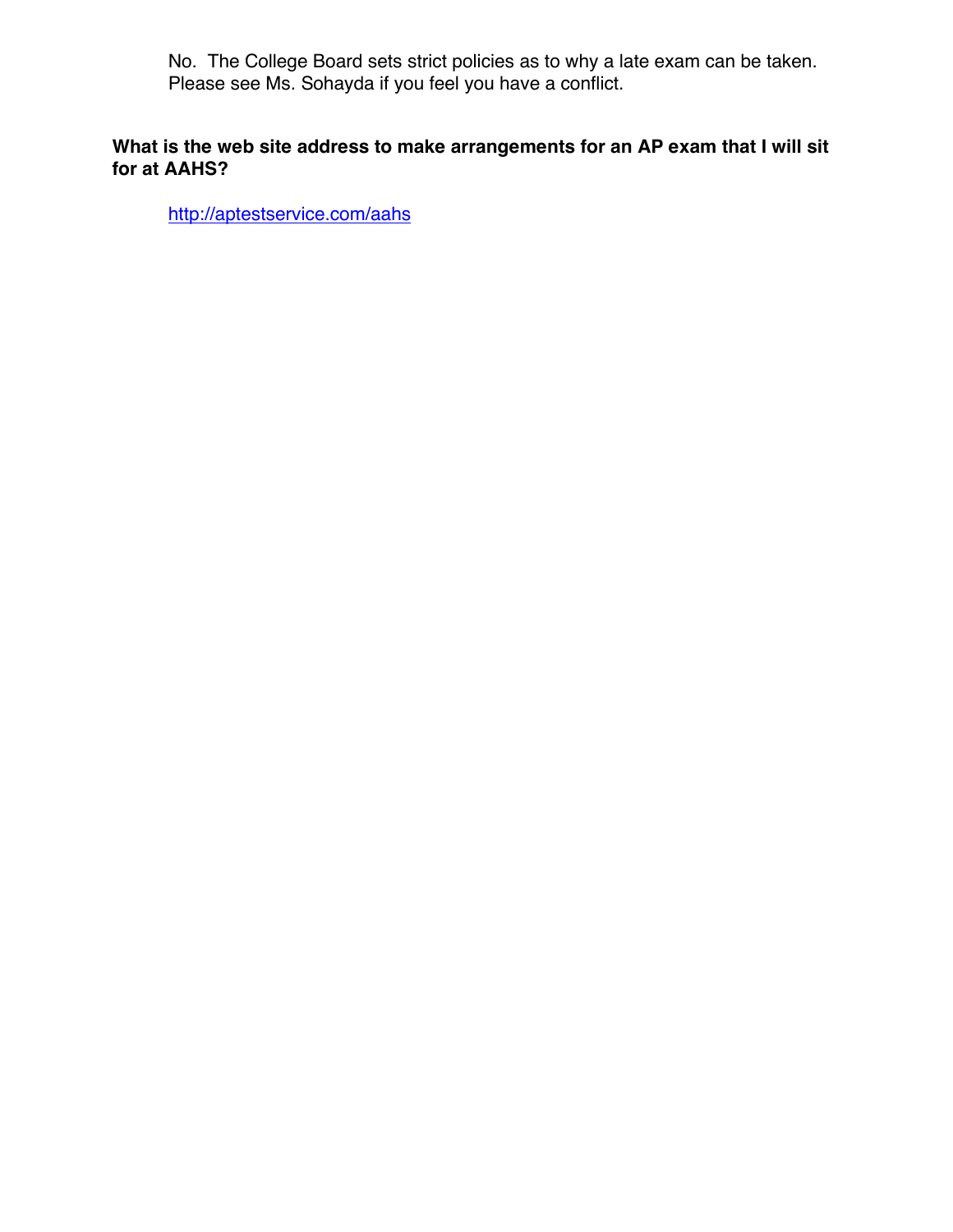No. The College Board sets strict policies as to why a late exam can be taken. Please see Ms. Sohayda if you feel you have a conflict.

**What is the web site address to make arrangements for an AP exam that I will sit for at AAHS?**

http://aptestservice.com/aahs